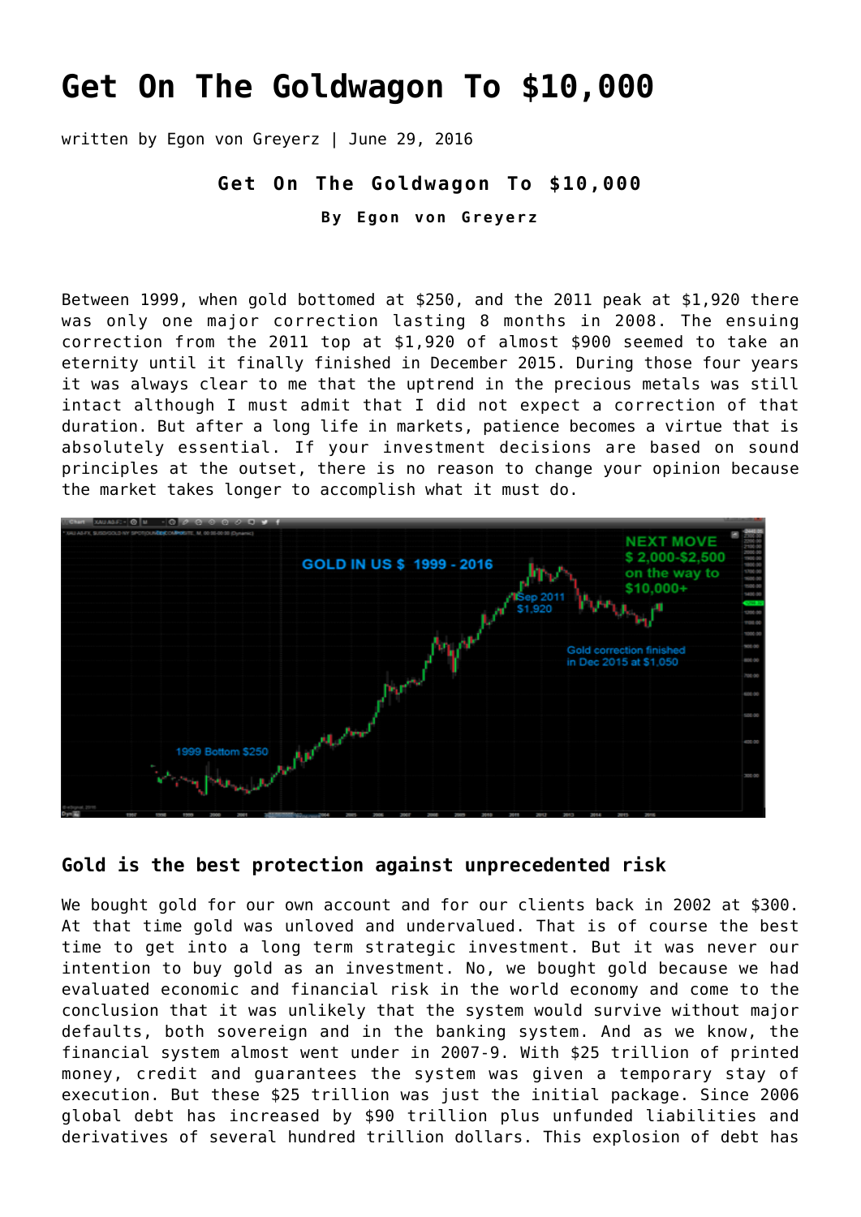# Get On The Goldwagon To $10,000

written by Egon von Greyerz | June 29, 2016

**Get On The Goldwagon To $10,000**

**By Egon von Greyerz**

Between 1999, when gold bottomed at $250, and the 2011 peak at $1,920 there was only one major correction lasting 8 months in 2008. The ensuing correction from the 2011 top at $1,920 of almost $900 seemed to take an eternity until it finally finished in December 2015. During those four years it was always clear to me that the uptrend in the precious metals was still intact although I must admit that I did not expect a correction of that duration. But after a long life in markets, patience becomes a virtue that is absolutely essential. If your investment decisions are based on sound principles at the outset, there is no reason to change your opinion because the market takes longer to accomplish what it must do.

### Gold is the best protection against unprecedented risk

We bought gold for our own account and for our clients back in 2002 at $300. At that time gold was unloved and undervalued. That is of course the best time to get into a long term strategic investment. But it was never our intention to buy gold as an investment. No, we bought gold because we had evaluated economic and financial risk in the world economy and come to the conclusion that it was unlikely that the system would survive without major defaults, both sovereign and in the banking system. And as we know, the financial system almost went under in 2007-9. With $25 trillion of printed money, credit and guarantees the system was given a temporary stay of execution. But these $25 trillion was just the initial package. Since 2006 global debt has increased by $90 trillion plus unfunded liabilities and derivatives of several hundred trillion dollars. This explosion of debt has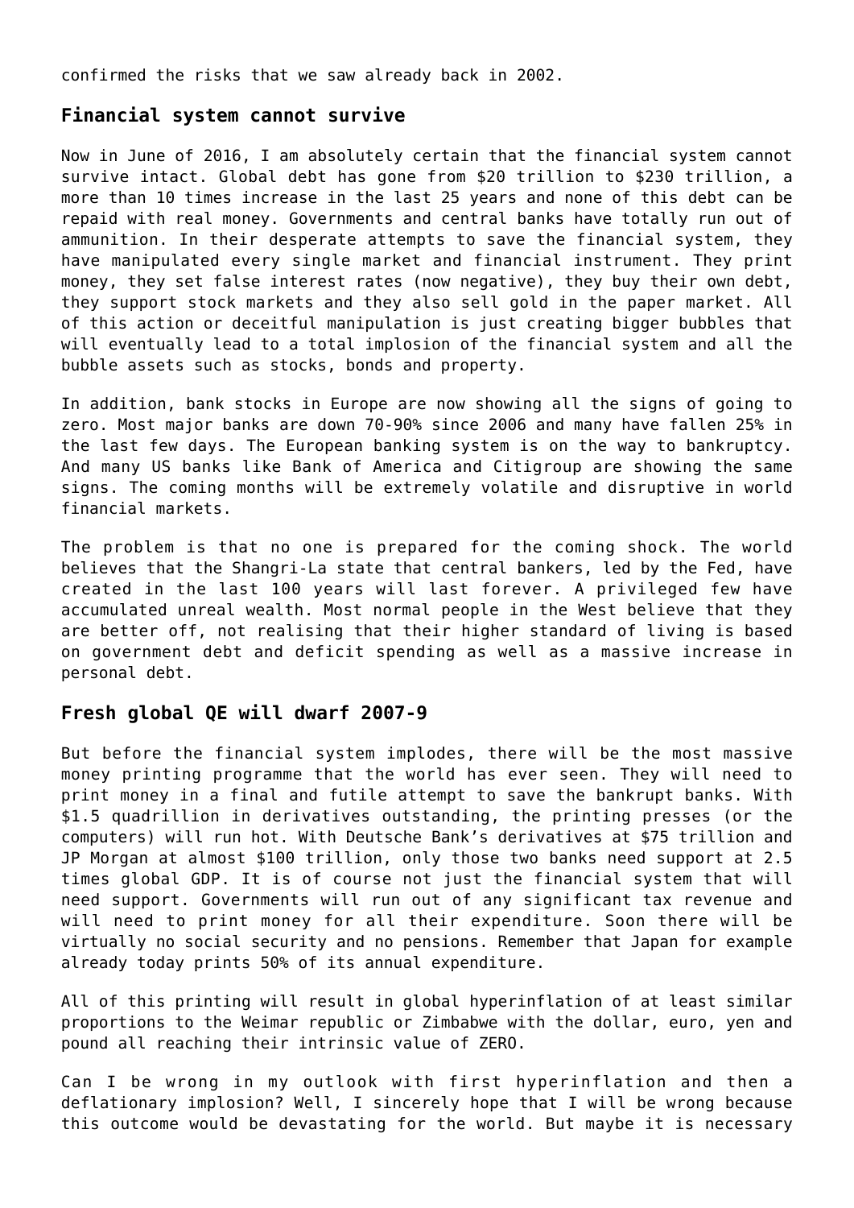confirmed the risks that we saw already back in 2002.

## Financial system cannot survive

Now in June of 2016, I am absolutely certain that the financial system cannot survive intact. Global debt has gone from $20 trillion to $230 trillion, a more than 10 times increase in the last 25 years and none of this debt can be repaid with real money. Governments and central banks have totally run out of ammunition. In their desperate attempts to save the financial system, they have manipulated every single market and financial instrument. They print money, they set false interest rates (now negative), they buy their own debt, they support stock markets and they also sell gold in the paper market. All of this action or deceitful manipulation is just creating bigger bubbles that will eventually lead to a total implosion of the financial system and all the bubble assets such as stocks, bonds and property.

In addition, bank stocks in Europe are now showing all the signs of going to zero. Most major banks are down 70-90% since 2006 and many have fallen 25% in the last few days. The European banking system is on the way to bankruptcy. And many US banks like Bank of America and Citigroup are showing the same signs. The coming months will be extremely volatile and disruptive in world financial markets.

The problem is that no one is prepared for the coming shock. The world believes that the Shangri-La state that central bankers, led by the Fed, have created in the last 100 years will last forever. A privileged few have accumulated unreal wealth. Most normal people in the West believe that they are better off, not realising that their higher standard of living is based on government debt and deficit spending as well as a massive increase in personal debt.

## Fresh global QE will dwarf 2007-9

But before the financial system implodes, there will be the most massive money printing programme that the world has ever seen. They will need to print money in a final and futile attempt to save the bankrupt banks. With $1.5 quadrillion in derivatives outstanding, the printing presses (or the computers) will run hot. With Deutsche Bank's derivatives at $75 trillion and JP Morgan at almost $100 trillion, only those two banks need support at 2.5 times global GDP. It is of course not just the financial system that will need support. Governments will run out of any significant tax revenue and will need to print money for all their expenditure. Soon there will be virtually no social security and no pensions. Remember that Japan for example already today prints 50% of its annual expenditure.

All of this printing will result in global hyperinflation of at least similar proportions to the Weimar republic or Zimbabwe with the dollar, euro, yen and pound all reaching their intrinsic value of ZERO.

Can I be wrong in my outlook with first hyperinflation and then a deflationary implosion? Well, I sincerely hope that I will be wrong because this outcome would be devastating for the world. But maybe it is necessary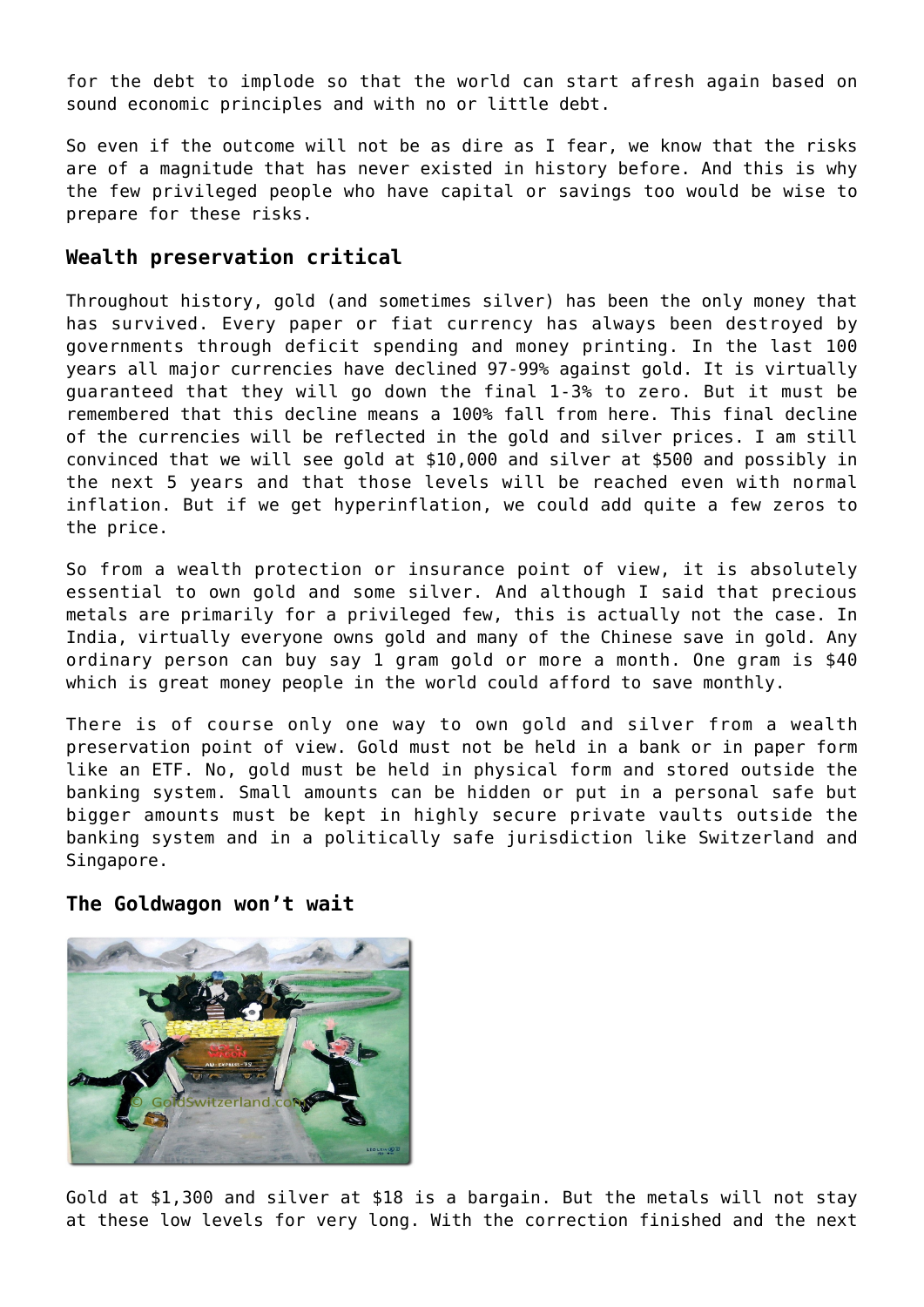for the debt to implode so that the world can start afresh again based on sound economic principles and with no or little debt.

So even if the outcome will not be as dire as I fear, we know that the risks are of a magnitude that has never existed in history before. And this is why the few privileged people who have capital or savings too would be wise to prepare for these risks.

### Wealth preservation critical

Throughout history, gold (and sometimes silver) has been the only money that has survived. Every paper or fiat currency has always been destroyed by governments through deficit spending and money printing. In the last 100 years all major currencies have declined 97-99% against gold. It is virtually guaranteed that they will go down the final 1-3% to zero. But it must be remembered that this decline means a 100% fall from here. This final decline of the currencies will be reflected in the gold and silver prices. I am still convinced that we will see gold at $10,000 and silver at $500 and possibly in the next 5 years and that those levels will be reached even with normal inflation. But if we get hyperinflation, we could add quite a few zeros to the price.

So from a wealth protection or insurance point of view, it is absolutely essential to own gold and some silver. And although I said that precious metals are primarily for a privileged few, this is actually not the case. In India, virtually everyone owns gold and many of the Chinese save in gold. Any ordinary person can buy say 1 gram gold or more a month. One gram is $40 which is great money people in the world could afford to save monthly.

There is of course only one way to own gold and silver from a wealth preservation point of view. Gold must not be held in a bank or in paper form like an ETF. No, gold must be held in physical form and stored outside the banking system. Small amounts can be hidden or put in a personal safe but bigger amounts must be kept in highly secure private vaults outside the banking system and in a politically safe jurisdiction like Switzerland and Singapore.

### The Goldwagon won't wait

Gold at $1,300 and silver at $18 is a bargain. But the metals will not stay at these low levels for very long. With the correction finished and the next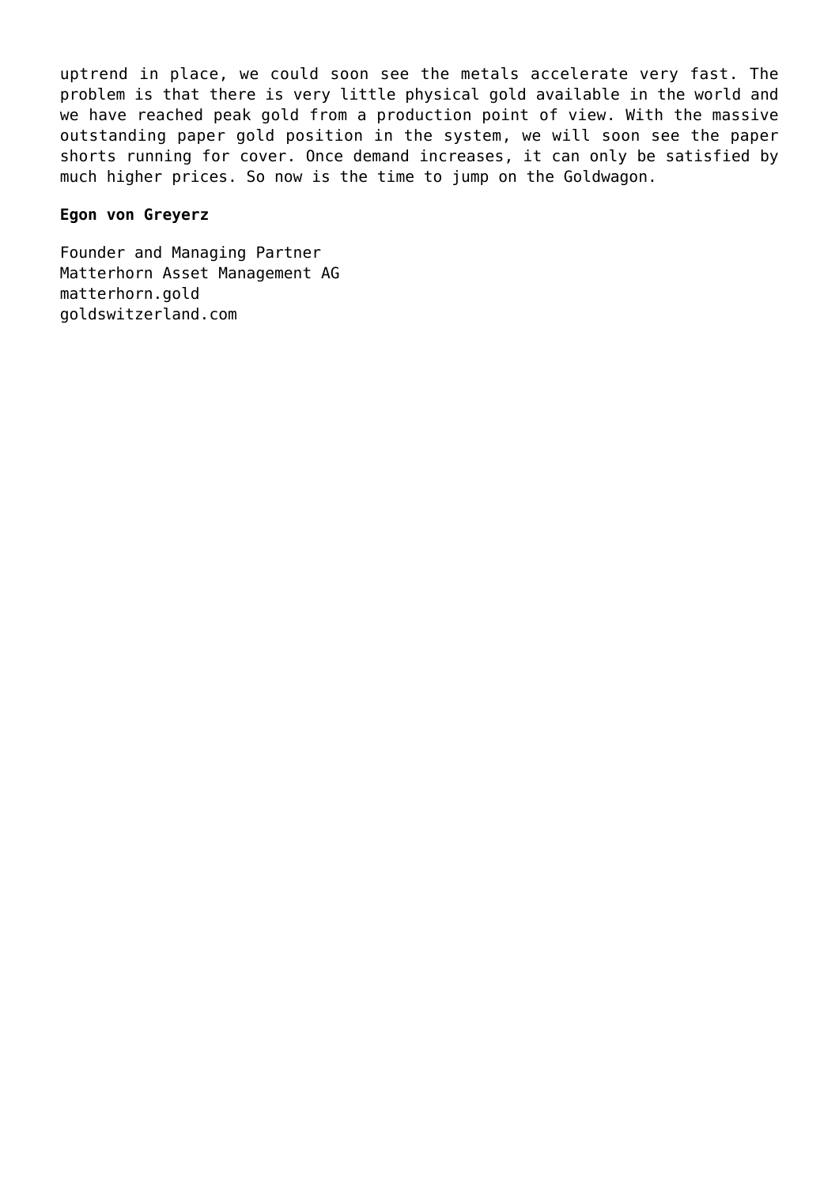uptrend in place, we could soon see the metals accelerate very fast. The problem is that there is very little physical gold available in the world and we have reached peak gold from a production point of view. With the massive outstanding paper gold position in the system, we will soon see the paper shorts running for cover. Once demand increases, it can only be satisfied by much higher prices. So now is the time to jump on the Goldwagon.

**Egon von Greyerz**

Founder and Managing Partner
Matterhorn Asset Management AG
matterhorn.gold
goldswitzerland.com